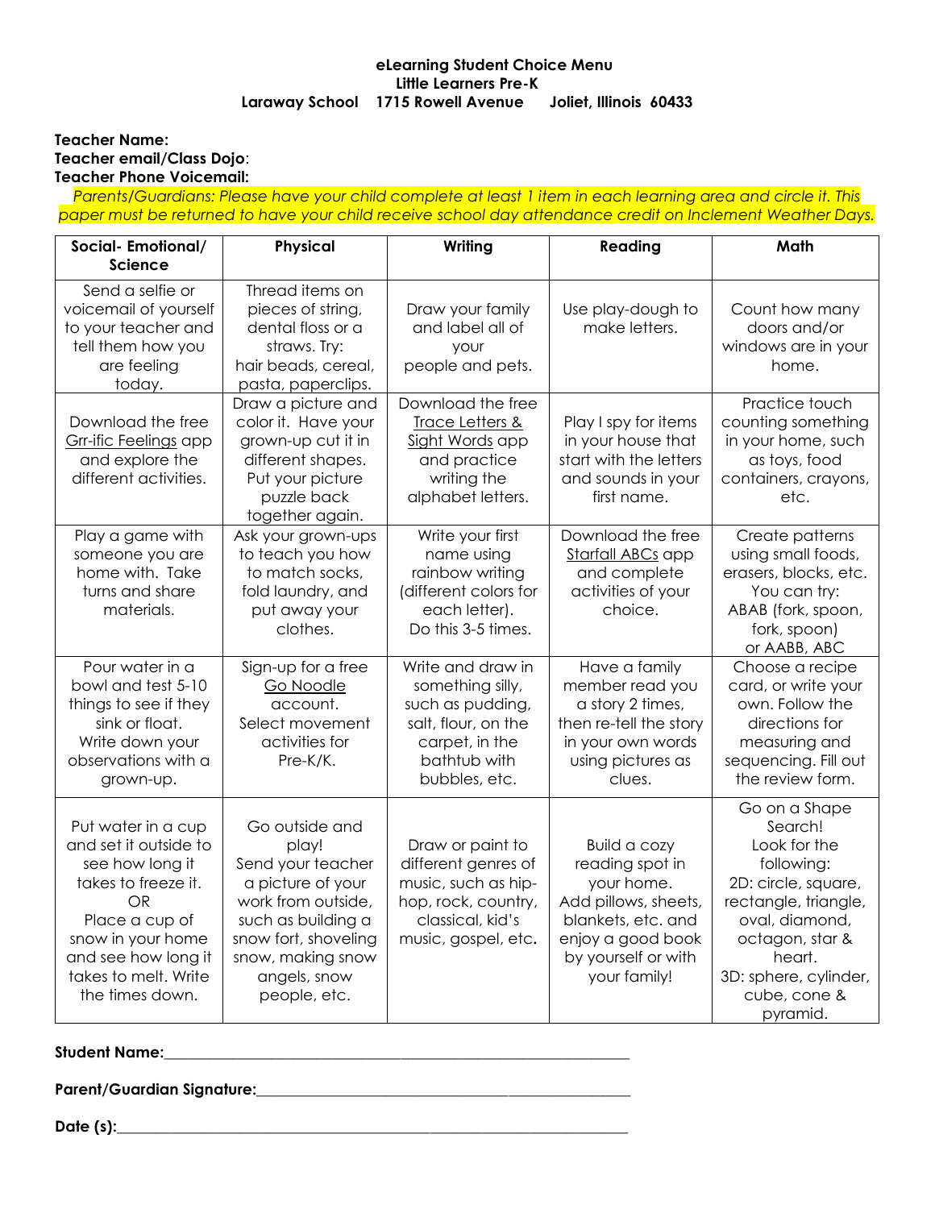**eLearning Student Choice Menu**
**Little Learners Pre-K**
**Laraway School 1715 Rowell Avenue Joliet, Illinois 60433**

**Teacher Name:**
**Teacher email/Class Dojo**:
**Teacher Phone Voicemail:**

*Parents/Guardians: Please have your child complete at least 1 item in each learning area and circle it. This paper must be returned to have your child receive school day attendance credit on Inclement Weather Days.*

| Social- Emotional/ Science | Physical | Writing | Reading | Math |
|---|---|---|---|---|
| Send a selfie or voicemail of yourself to your teacher and tell them how you are feeling today. | Thread items on pieces of string, dental floss or a straws. Try: hair beads, cereal, pasta, paperclips. | Draw your family and label all of your people and pets. | Use play-dough to make letters. | Count how many doors and/or windows are in your home. |
| Download the free Grr-ific Feelings app and explore the different activities. | Draw a picture and color it. Have your grown-up cut it in different shapes. Put your picture puzzle back together again. | Download the free Trace Letters & Sight Words app and practice writing the alphabet letters. | Play I spy for items in your house that start with the letters and sounds in your first name. | Practice touch counting something in your home, such as toys, food containers, crayons, etc. |
| Play a game with someone you are home with. Take turns and share materials. | Ask your grown-ups to teach you how to match socks, fold laundry, and put away your clothes. | Write your first name using rainbow writing (different colors for each letter). Do this 3-5 times. | Download the free Starfall ABCs app and complete activities of your choice. | Create patterns using small foods, erasers, blocks, etc. You can try: ABAB (fork, spoon, fork, spoon) or AABB, ABC |
| Pour water in a bowl and test 5-10 things to see if they sink or float. Write down your observations with a grown-up. | Sign-up for a free Go Noodle account. Select movement activities for Pre-K/K. | Write and draw in something silly, such as pudding, salt, flour, on the carpet, in the bathtub with bubbles, etc. | Have a family member read you a story 2 times, then re-tell the story in your own words using pictures as clues. | Choose a recipe card, or write your own. Follow the directions for measuring and sequencing. Fill out the review form. |
| Put water in a cup and set it outside to see how long it takes to freeze it. OR Place a cup of snow in your home and see how long it takes to melt. Write the times down. | Go outside and play! Send your teacher a picture of your work from outside, such as building a snow fort, shoveling snow, making snow angels, snow people, etc. | Draw or paint to different genres of music, such as hip-hop, rock, country, classical, kid's music, gospel, etc. | Build a cozy reading spot in your home. Add pillows, sheets, blankets, etc. and enjoy a good book by yourself or with your family! | Go on a Shape Search! Look for the following: 2D: circle, square, rectangle, triangle, oval, diamond, octagon, star & heart. 3D: sphere, cylinder, cube, cone & pyramid. |

**Student Name:**\_\_\_\_\_\_\_\_\_\_\_\_\_\_\_\_\_\_\_\_\_\_\_\_\_\_\_\_\_\_\_\_\_\_\_\_\_\_\_\_\_\_\_\_\_\_\_\_

**Parent/Guardian Signature:**\_\_\_\_\_\_\_\_\_\_\_\_\_\_\_\_\_\_\_\_\_\_\_\_\_\_\_\_\_\_\_\_\_\_\_\_\_\_\_\_

**Date (s):**\_\_\_\_\_\_\_\_\_\_\_\_\_\_\_\_\_\_\_\_\_\_\_\_\_\_\_\_\_\_\_\_\_\_\_\_\_\_\_\_\_\_\_\_\_\_\_\_\_\_\_\_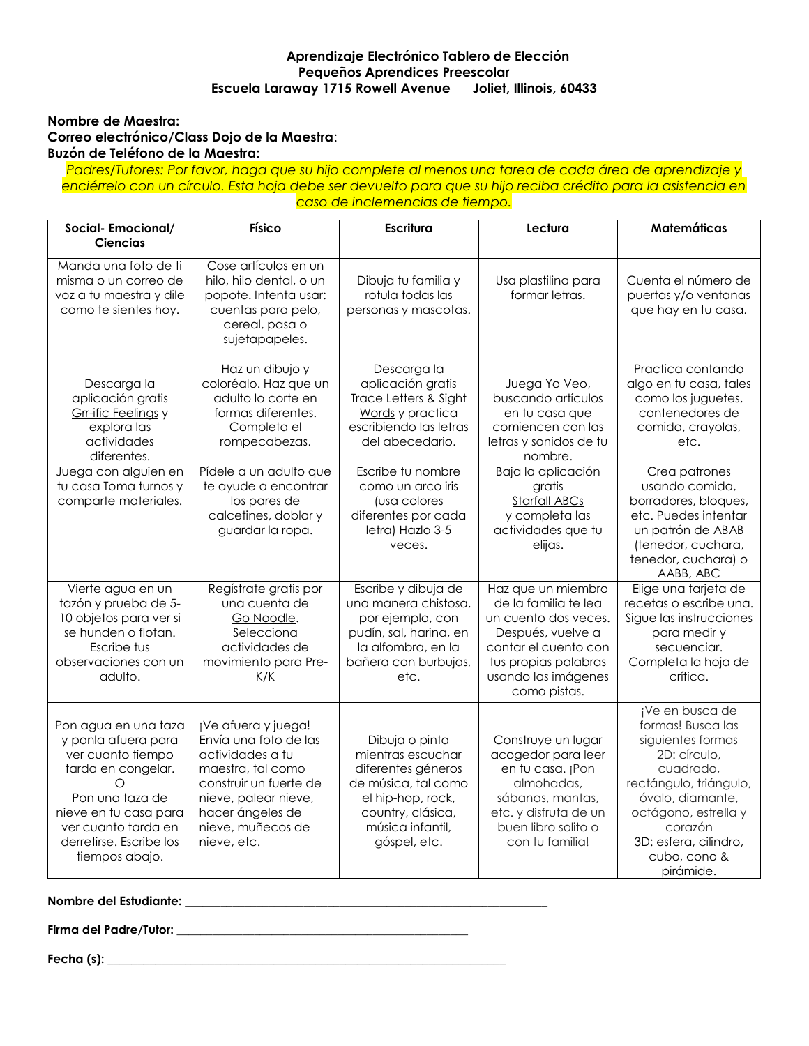**Aprendizaje Electrónico Tablero de Elección**
**Pequeños Aprendices Preescolar**
**Escuela Laraway 1715 Rowell Avenue Joliet, Illinois, 60433**

**Nombre de Maestra:**
**Correo electrónico/Class Dojo de la Maestra**:
**Buzón de Teléfono de la Maestra:**

*Padres/Tutores: Por favor, haga que su hijo complete al menos una tarea de cada área de aprendizaje y enciérrelo con un círculo. Esta hoja debe ser devuelto para que su hijo reciba crédito para la asistencia en caso de inclemencias de tiempo.*

| Social- Emocional/ Ciencias | Físico | Escritura | Lectura | Matemáticas |
|---|---|---|---|---|
| Manda una foto de ti misma o un correo de voz a tu maestra y dile como te sientes hoy. | Cose artículos en un hilo, hilo dental, o un popote. Intenta usar: cuentas para pelo, cereal, pasa o sujetapapeles. | Dibuja tu familia y rotula todas las personas y mascotas. | Usa plastilina para formar letras. | Cuenta el número de puertas y/o ventanas que hay en tu casa. |
| Descarga la aplicación gratis Grr-ific Feelings y explora las actividades diferentes. | Haz un dibujo y coloréalo. Haz que un adulto lo corte en formas diferentes. Completa el rompecabezas. | Descarga la aplicación gratis Trace Letters & Sight Words y practica escribiendo las letras del abecedario. | Juega Yo Veo, buscando artículos en tu casa que comiencen con las letras y sonidos de tu nombre. | Practica contando algo en tu casa, tales como los juguetes, contenedores de comida, crayolas, etc. |
| Juega con alguien en tu casa Toma turnos y comparte materiales. | Pídele a un adulto que te ayude a encontrar los pares de calcetines, doblar y guardar la ropa. | Escribe tu nombre como un arco iris (usa colores diferentes por cada letra) Hazlo 3-5 veces. | Baja la aplicación gratis Starfall ABCs y completa las actividades que tu elijas. | Crea patrones usando comida, borradores, bloques, etc. Puedes intentar un patrón de ABAB (tenedor, cuchara, tenedor, cuchara) o AABB, ABC |
| Vierte agua en un tazón y prueba de 5-10 objetos para ver si se hunden o flotan. Escribe tus observaciones con un adulto. | Regístrate gratis por una cuenta de Go Noodle. Selecciona actividades de movimiento para Pre-K/K | Escribe y dibuja de una manera chistosa, por ejemplo, con pudín, sal, harina, en la alfombra, en la bañera con burbujas, etc. | Haz que un miembro de la familia te lea un cuento dos veces. Después, vuelve a contar el cuento con tus propias palabras usando las imágenes como pistas. | Elige una tarjeta de recetas o escribe una. Sigue las instrucciones para medir y secuenciar. Completa la hoja de crítica. |
| Pon agua en una taza y ponla afuera para ver cuanto tiempo tarda en congelar. O Pon una taza de nieve en tu casa para ver cuanto tarda en derretirse. Escribe los tiempos abajo. | ¡Ve afuera y juega! Envía una foto de las actividades a tu maestra, tal como construir un fuerte de nieve, palear nieve, hacer ángeles de nieve, muñecos de nieve, etc. | Dibuja o pinta mientras escuchar diferentes géneros de música, tal como el hip-hop, rock, country, clásica, música infantil, góspel, etc. | Construye un lugar acogedor para leer en tu casa. ¡Pon almohadas, sábanas, mantas, etc. y disfruta de un buen libro solito o con tu familia! | ¡Ve en busca de formas! Busca las siguientes formas 2D: círculo, cuadrado, rectángulo, triángulo, óvalo, diamante, octágono, estrella y corazón 3D: esfera, cilindro, cubo, cono & pirámide. |

**Nombre del Estudiante:** ____________________________________________

**Firma del Padre/Tutor:** ____________________________________________

**Fecha (s):** ____________________________________________